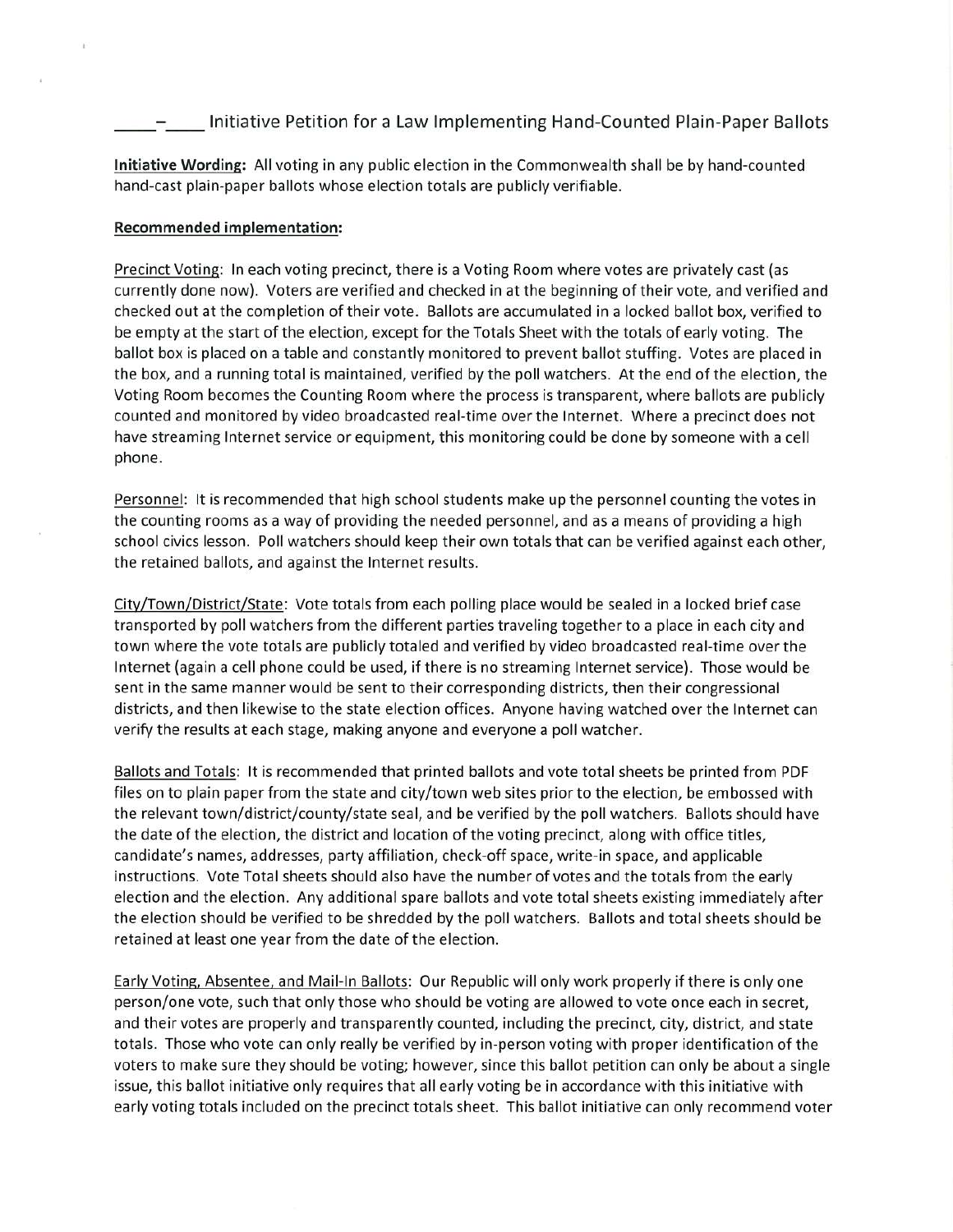# \_\_\_\_-\_\_\_\_ Initiative Petition for a Law Implementing Hand-Counted Plain-Paper Ballots

**Initiative Wording:** All voting in any public election in the Commonwealth shall be by hand-counted hand-cast plain-paper ballots whose election totals are publicly verifiable.

**Recommended implementation:**

Precinct Voting: In each voting precinct, there is a Voting Room where votes are privately cast (as currently done now). Voters are verified and checked in at the beginning of their vote, and verified and checked out at the completion of their vote. Ballots are accumulated in a locked ballot box, verified to be empty at the start of the election, except for the Totals Sheet with the totals of early voting. The ballot box is placed on a table and constantly monitored to prevent ballot stuffing. Votes are placed in the box, and a running total is maintained, verified by the poll watchers. At the end of the election, the Voting Room becomes the Counting Room where the process is transparent, where ballots are publicly counted and monitored by video broadcasted real-time over the Internet. Where a precinct does not have streaming Internet service or equipment, this monitoring could be done by someone with a cell phone.

Personnel: It is recommended that high school students make up the personnel counting the votes in the counting rooms as a way of providing the needed personnel, and as a means of providing a high school civics lesson. Poll watchers should keep their own totals that can be verified against each other, the retained ballots, and against the Internet results.

City/Town/District/State: Vote totals from each polling place would be sealed in a locked brief case transported by poll watchers from the different parties traveling together to a place in each city and town where the vote totals are publicly totaled and verified by video broadcasted real-time over the Internet (again a cell phone could be used, if there is no streaming Internet service). Those would be sent in the same manner would be sent to their corresponding districts, then their congressional districts, and then likewise to the state election offices. Anyone having watched over the Internet can verify the results at each stage, making anyone and everyone a poll watcher.

Ballots and Totals: It is recommended that printed ballots and vote total sheets be printed from PDF files on to plain paper from the state and city/town web sites prior to the election, be embossed with the relevant town/district/county/state seal, and be verified by the poll watchers. Ballots should have the date of the election, the district and location of the voting precinct, along with office titles, candidate's names, addresses, party affiliation, check-off space, write-in space, and applicable instructions. Vote Total sheets should also have the number of votes and the totals from the early election and the election. Any additional spare ballots and vote total sheets existing immediately after the election should be verified to be shredded by the poll watchers. Ballots and total sheets should be retained at least one year from the date of the election.

Early Voting, Absentee, and Mail-In Ballots: Our Republic will only work properly if there is only one person/one vote, such that only those who should be voting are allowed to vote once each in secret, and their votes are properly and transparently counted, including the precinct, city, district, and state totals. Those who vote can only really be verified by in-person voting with proper identification of the voters to make sure they should be voting; however, since this ballot petition can only be about a single issue, this ballot initiative only requires that all early voting be in accordance with this initiative with early voting totals included on the precinct totals sheet. This ballot initiative can only recommend voter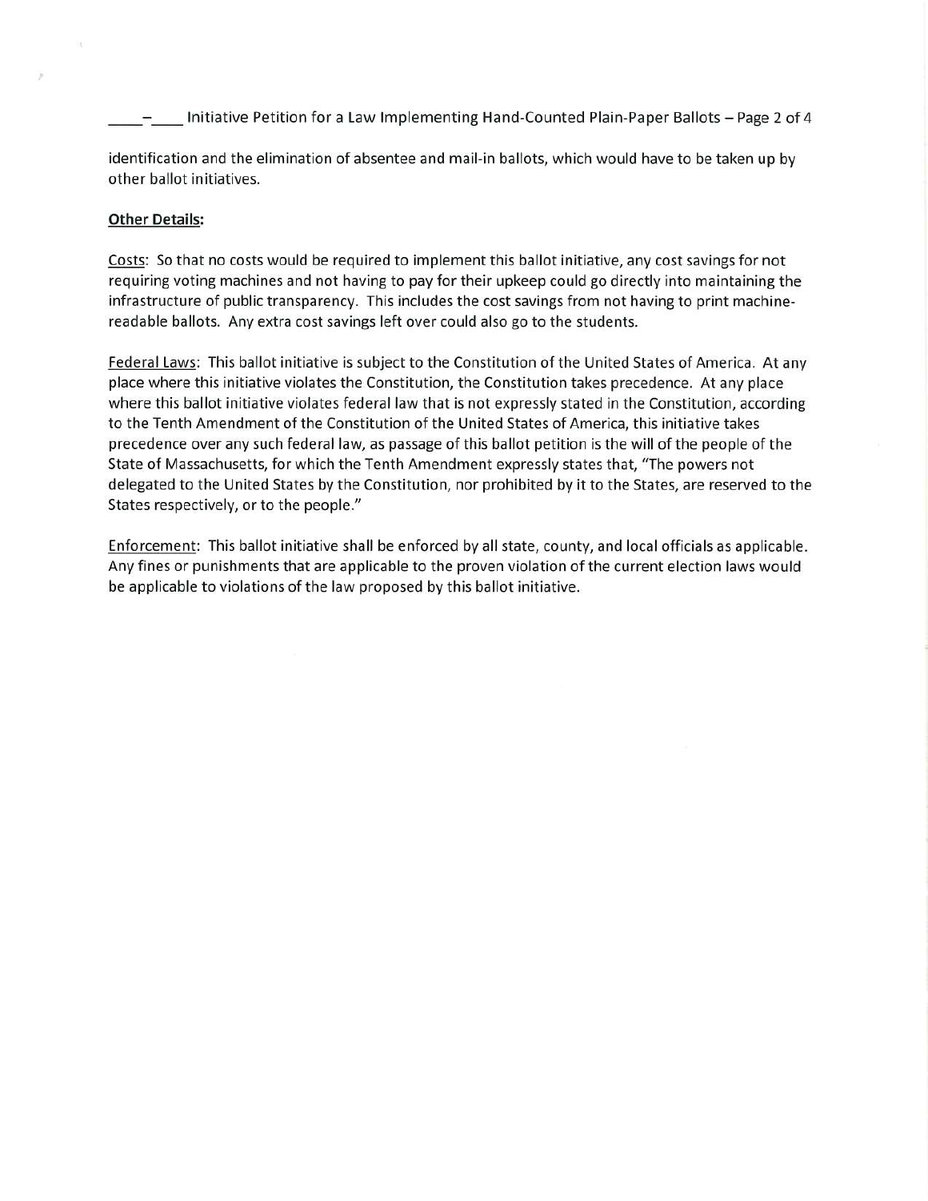identification and the elimination of absentee and mail-in ballots, which would have to be taken up by other ballot initiatives.

**Other Details:**

Costs: So that no costs would be required to implement this ballot initiative, any cost savings for not requiring voting machines and not having to pay for their upkeep could go directly into maintaining the infrastructure of public transparency. This includes the cost savings from not having to print machine-readable ballots. Any extra cost savings left over could also go to the students.

Federal Laws: This ballot initiative is subject to the Constitution of the United States of America. At any place where this initiative violates the Constitution, the Constitution takes precedence. At any place where this ballot initiative violates federal law that is not expressly stated in the Constitution, according to the Tenth Amendment of the Constitution of the United States of America, this initiative takes precedence over any such federal law, as passage of this ballot petition is the will of the people of the State of Massachusetts, for which the Tenth Amendment expressly states that, "The powers not delegated to the United States by the Constitution, nor prohibited by it to the States, are reserved to the States respectively, or to the people."

Enforcement: This ballot initiative shall be enforced by all state, county, and local officials as applicable. Any fines or punishments that are applicable to the proven violation of the current election laws would be applicable to violations of the law proposed by this ballot initiative.